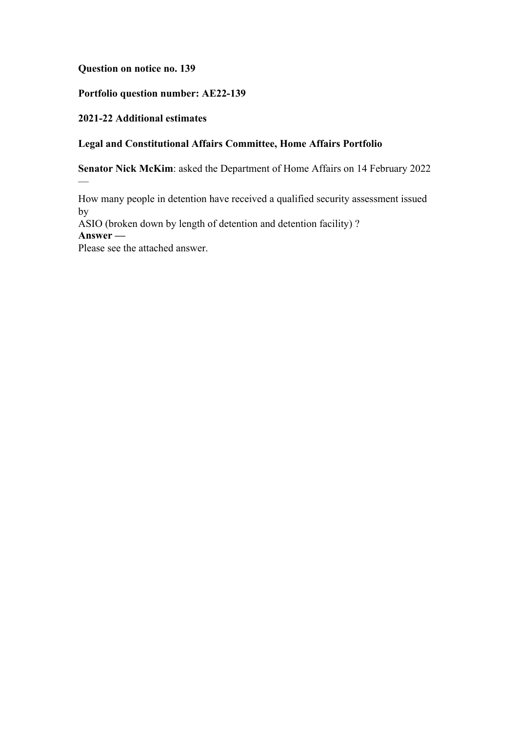**Question on notice no. 139**

**Portfolio question number: AE22-139**

**2021-22 Additional estimates**

**Legal and Constitutional Affairs Committee, Home Affairs Portfolio**

**Senator Nick McKim**: asked the Department of Home Affairs on 14 February 2022 —

How many people in detention have received a qualified security assessment issued by ASIO (broken down by length of detention and detention facility) ?

**Answer —**

Please see the attached answer.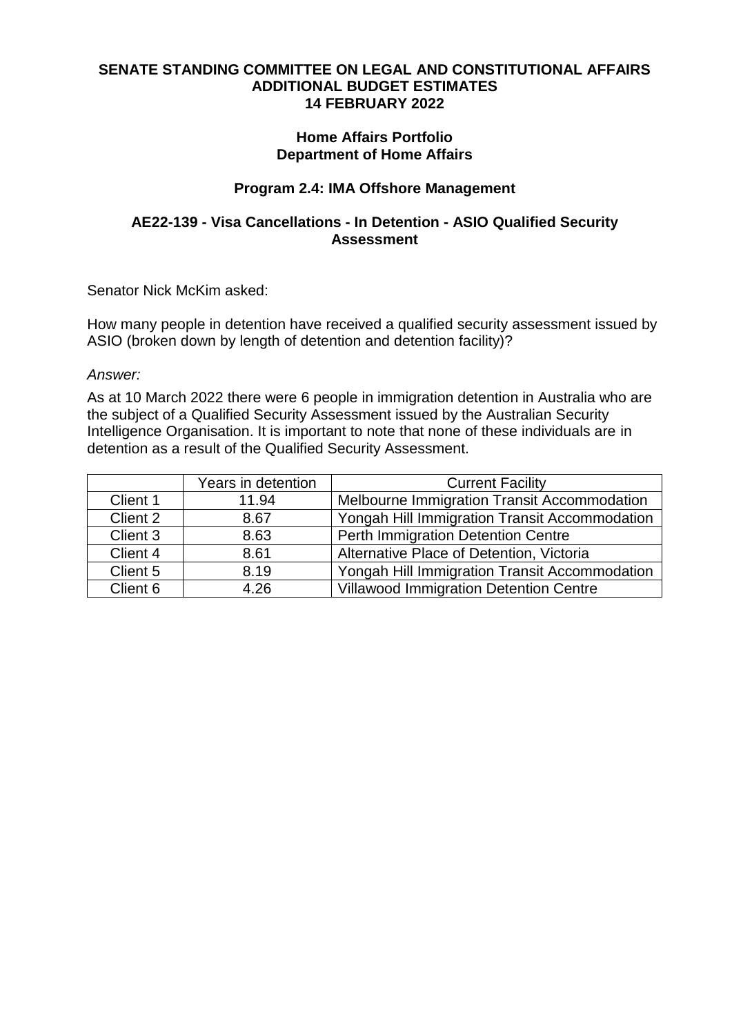**SENATE STANDING COMMITTEE ON LEGAL AND CONSTITUTIONAL AFFAIRS**
**ADDITIONAL BUDGET ESTIMATES**
**14 FEBRUARY 2022**

**Home Affairs Portfolio**
**Department of Home Affairs**

**Program 2.4: IMA Offshore Management**

**AE22-139 - Visa Cancellations - In Detention - ASIO Qualified Security Assessment**

Senator Nick McKim asked:

How many people in detention have received a qualified security assessment issued by ASIO (broken down by length of detention and detention facility)?

*Answer:*

As at 10 March 2022 there were 6 people in immigration detention in Australia who are the subject of a Qualified Security Assessment issued by the Australian Security Intelligence Organisation. It is important to note that none of these individuals are in detention as a result of the Qualified Security Assessment.

| | Years in detention | Current Facility |
|---|---|---|
| Client 1 | 11.94 | Melbourne Immigration Transit Accommodation |
| Client 2 | 8.67 | Yongah Hill Immigration Transit Accommodation |
| Client 3 | 8.63 | Perth Immigration Detention Centre |
| Client 4 | 8.61 | Alternative Place of Detention, Victoria |
| Client 5 | 8.19 | Yongah Hill Immigration Transit Accommodation |
| Client 6 | 4.26 | Villawood Immigration Detention Centre |